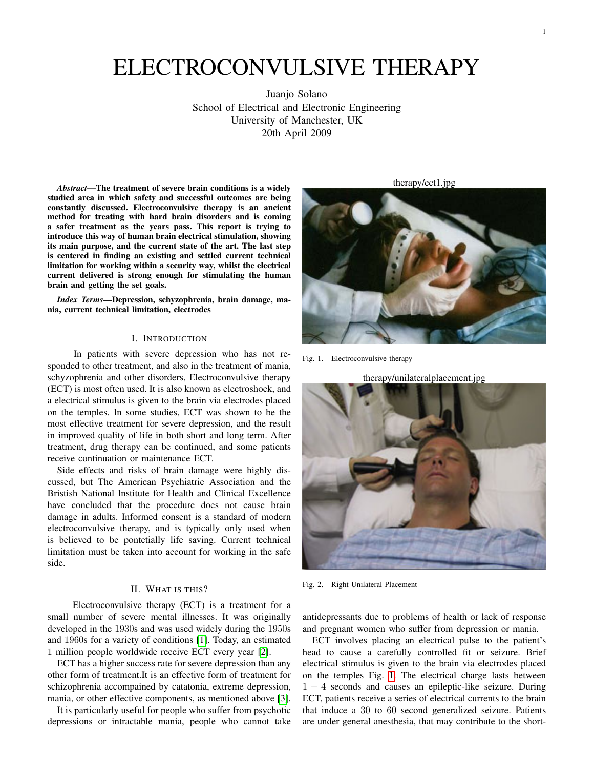# ELECTROCONVULSIVE THERAPY

Juanjo Solano
School of Electrical and Electronic Engineering
University of Manchester, UK
20th April 2009

***Abstract*—The treatment of severe brain conditions is a widely studied area in which safety and successful outcomes are being constantly discussed. Electroconvulsive therapy is an ancient method for treating with hard brain disorders and is coming a safer treatment as the years pass. This report is trying to introduce this way of human brain electrical stimulation, showing its main purpose, and the current state of the art. The last step is centered in finding an existing and settled current technical limitation for working within a security way, whilst the electrical current delivered is strong enough for stimulating the human brain and getting the set goals.**

***Index Terms*—Depression, schyzophrenia, brain damage, mania, current technical limitation, electrodes**

## I. Introduction

In patients with severe depression who has not responded to other treatment, and also in the treatment of mania, schyzophrenia and other disorders, Electroconvulsive therapy (ECT) is most often used. It is also known as electroshock, and a electrical stimulus is given to the brain via electrodes placed on the temples. In some studies, ECT was shown to be the most effective treatment for severe depression, and the result in improved quality of life in both short and long term. After treatment, drug therapy can be continued, and some patients receive continuation or maintenance ECT.

Side effects and risks of brain damage were highly discussed, but The American Psychiatric Association and the Bristish National Institute for Health and Clinical Excellence have concluded that the procedure does not cause brain damage in adults. Informed consent is a standard of modern electroconvulsive therapy, and is typically only used when is believed to be pontetially life saving. Current technical limitation must be taken into account for working in the safe side.

## II. What is this?

Electroconvulsive therapy (ECT) is a treatment for a small number of severe mental illnesses. It was originally developed in the 1930s and was used widely during the 1950s and 1960s for a variety of conditions [1]. Today, an estimated 1 million people worldwide receive ECT every year [2].

ECT has a higher success rate for severe depression than any other form of treatment.It is an effective form of treatment for schizophrenia accompanied by catatonia, extreme depression, mania, or other effective components, as mentioned above [3].

It is particularly useful for people who suffer from psychotic depressions or intractable mania, people who cannot take antidepressants due to problems of health or lack of response and pregnant women who suffer from depression or mania.

therapy/ect1.jpg

Fig. 1. Electroconvulsive therapy

therapy/unilateralplacement.jpg

Fig. 2. Right Unilateral Placement

ECT involves placing an electrical pulse to the patient's head to cause a carefully controlled fit or seizure. Brief electrical stimulus is given to the brain via electrodes placed on the temples Fig. 1. The electrical charge lasts between $1-4$ seconds and causes an epileptic-like seizure. During ECT, patients receive a series of electrical currents to the brain that induce a 30 to 60 second generalized seizure. Patients are under general anesthesia, that may contribute to the short-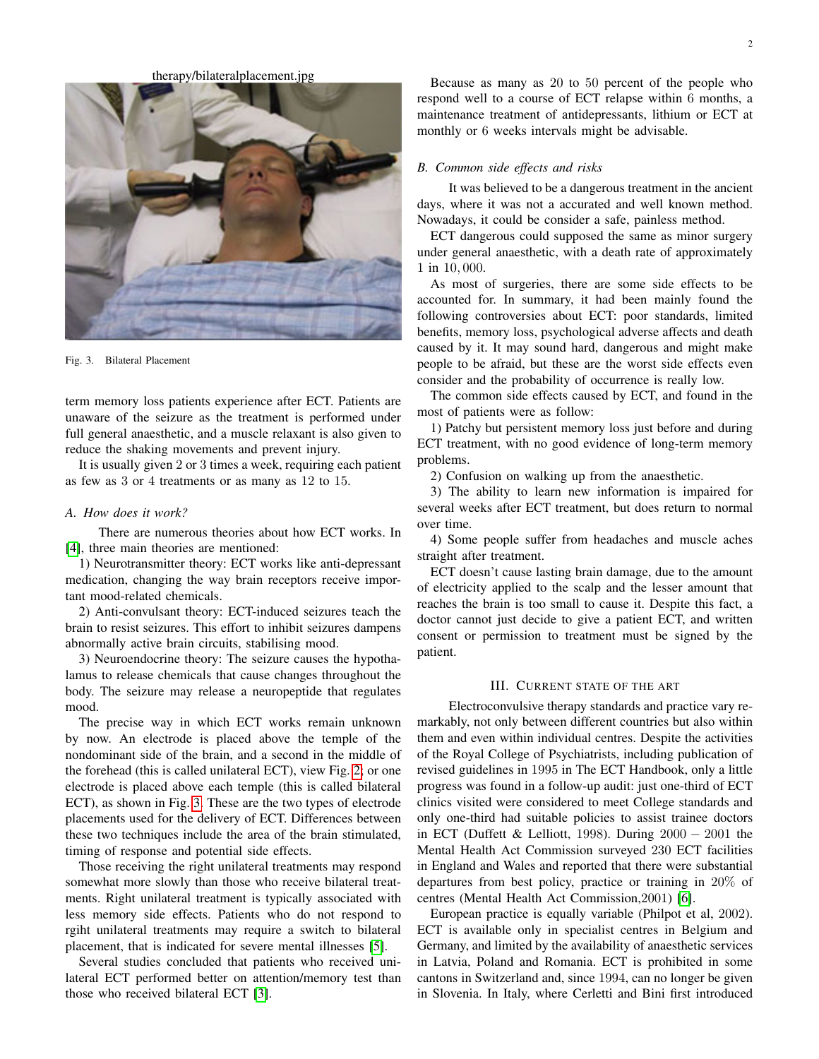therapy/bilateralplacement.jpg

Fig. 3. Bilateral Placement

term memory loss patients experience after ECT. Patients are unaware of the seizure as the treatment is performed under full general anaesthetic, and a muscle relaxant is also given to reduce the shaking movements and prevent injury.

It is usually given 2 or 3 times a week, requiring each patient as few as 3 or 4 treatments or as many as 12 to 15.

### *A. How does it work?*

There are numerous theories about how ECT works. In [4], three main theories are mentioned:

1) Neurotransmitter theory: ECT works like anti-depressant medication, changing the way brain receptors receive important mood-related chemicals.

2) Anti-convulsant theory: ECT-induced seizures teach the brain to resist seizures. This effort to inhibit seizures dampens abnormally active brain circuits, stabilising mood.

3) Neuroendocrine theory: The seizure causes the hypothalamus to release chemicals that cause changes throughout the body. The seizure may release a neuropeptide that regulates mood.

The precise way in which ECT works remain unknown by now. An electrode is placed above the temple of the nondominant side of the brain, and a second in the middle of the forehead (this is called unilateral ECT), view Fig. 2, or one electrode is placed above each temple (this is called bilateral ECT), as shown in Fig. 3. These are the two types of electrode placements used for the delivery of ECT. Differences between these two techniques include the area of the brain stimulated, timing of response and potential side effects.

Those receiving the right unilateral treatments may respond somewhat more slowly than those who receive bilateral treatments. Right unilateral treatment is typically associated with less memory side effects. Patients who do not respond to rgiht unilateral treatments may require a switch to bilateral placement, that is indicated for severe mental illnesses [5].

Several studies concluded that patients who received unilateral ECT performed better on attention/memory test than those who received bilateral ECT [3].

Because as many as 20 to 50 percent of the people who respond well to a course of ECT relapse within 6 months, a maintenance treatment of antidepressants, lithium or ECT at monthly or 6 weeks intervals might be advisable.

### *B. Common side effects and risks*

It was believed to be a dangerous treatment in the ancient days, where it was not a accurated and well known method. Nowadays, it could be consider a safe, painless method.

ECT dangerous could supposed the same as minor surgery under general anaesthetic, with a death rate of approximately 1 in 10,000.

As most of surgeries, there are some side effects to be accounted for. In summary, it had been mainly found the following controversies about ECT: poor standards, limited benefits, memory loss, psychological adverse affects and death caused by it. It may sound hard, dangerous and might make people to be afraid, but these are the worst side effects even consider and the probability of occurrence is really low.

The common side effects caused by ECT, and found in the most of patients were as follow:

1) Patchy but persistent memory loss just before and during ECT treatment, with no good evidence of long-term memory problems.

2) Confusion on walking up from the anaesthetic.

3) The ability to learn new information is impaired for several weeks after ECT treatment, but does return to normal over time.

4) Some people suffer from headaches and muscle aches straight after treatment.

ECT doesn't cause lasting brain damage, due to the amount of electricity applied to the scalp and the lesser amount that reaches the brain is too small to cause it. Despite this fact, a doctor cannot just decide to give a patient ECT, and written consent or permission to treatment must be signed by the patient.

## III. Current State of the Art

Electroconvulsive therapy standards and practice vary remarkably, not only between different countries but also within them and even within individual centres. Despite the activities of the Royal College of Psychiatrists, including publication of revised guidelines in 1995 in The ECT Handbook, only a little progress was found in a follow-up audit: just one-third of ECT clinics visited were considered to meet College standards and only one-third had suitable policies to assist trainee doctors in ECT (Duffett & Lelliott, 1998). During 2000 – 2001 the Mental Health Act Commission surveyed 230 ECT facilities in England and Wales and reported that there were substantial departures from best policy, practice or training in 20% of centres (Mental Health Act Commission,2001) [6].

European practice is equally variable (Philpot et al, 2002). ECT is available only in specialist centres in Belgium and Germany, and limited by the availability of anaesthetic services in Latvia, Poland and Romania. ECT is prohibited in some cantons in Switzerland and, since 1994, can no longer be given in Slovenia. In Italy, where Cerletti and Bini first introduced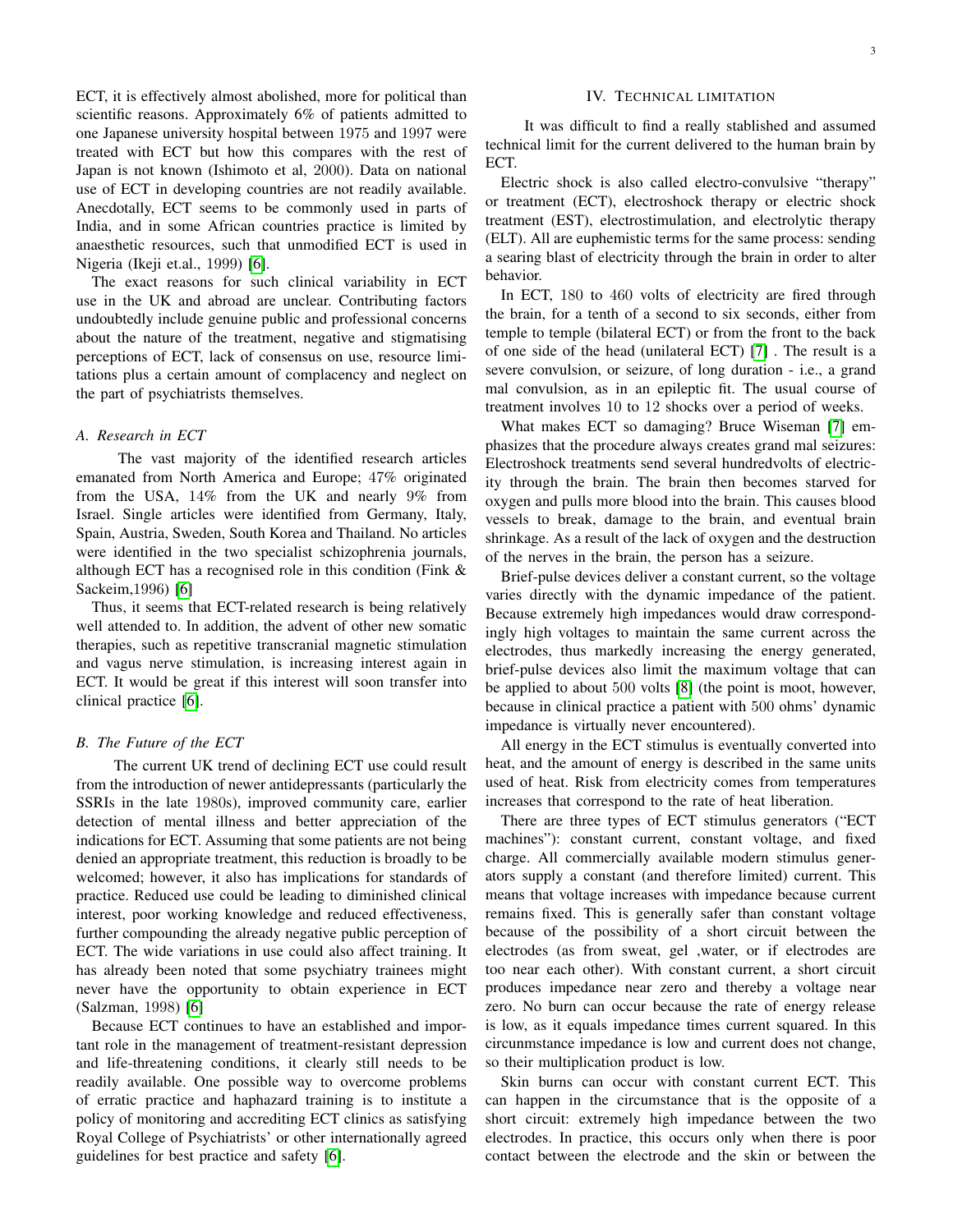ECT, it is effectively almost abolished, more for political than scientific reasons. Approximately 6% of patients admitted to one Japanese university hospital between 1975 and 1997 were treated with ECT but how this compares with the rest of Japan is not known (Ishimoto et al, 2000). Data on national use of ECT in developing countries are not readily available. Anecdotally, ECT seems to be commonly used in parts of India, and in some African countries practice is limited by anaesthetic resources, such that unmodified ECT is used in Nigeria (Ikeji et.al., 1999) [6].

The exact reasons for such clinical variability in ECT use in the UK and abroad are unclear. Contributing factors undoubtedly include genuine public and professional concerns about the nature of the treatment, negative and stigmatising perceptions of ECT, lack of consensus on use, resource limitations plus a certain amount of complacency and neglect on the part of psychiatrists themselves.

### *A. Research in ECT*

The vast majority of the identified research articles emanated from North America and Europe; 47% originated from the USA, 14% from the UK and nearly 9% from Israel. Single articles were identified from Germany, Italy, Spain, Austria, Sweden, South Korea and Thailand. No articles were identified in the two specialist schizophrenia journals, although ECT has a recognised role in this condition (Fink & Sackeim,1996) [6]

Thus, it seems that ECT-related research is being relatively well attended to. In addition, the advent of other new somatic therapies, such as repetitive transcranial magnetic stimulation and vagus nerve stimulation, is increasing interest again in ECT. It would be great if this interest will soon transfer into clinical practice [6].

### *B. The Future of the ECT*

The current UK trend of declining ECT use could result from the introduction of newer antidepressants (particularly the SSRIs in the late 1980s), improved community care, earlier detection of mental illness and better appreciation of the indications for ECT. Assuming that some patients are not being denied an appropriate treatment, this reduction is broadly to be welcomed; however, it also has implications for standards of practice. Reduced use could be leading to diminished clinical interest, poor working knowledge and reduced effectiveness, further compounding the already negative public perception of ECT. The wide variations in use could also affect training. It has already been noted that some psychiatry trainees might never have the opportunity to obtain experience in ECT (Salzman, 1998) [6]

Because ECT continues to have an established and important role in the management of treatment-resistant depression and life-threatening conditions, it clearly still needs to be readily available. One possible way to overcome problems of erratic practice and haphazard training is to institute a policy of monitoring and accrediting ECT clinics as satisfying Royal College of Psychiatrists' or other internationally agreed guidelines for best practice and safety [6].

## IV. Technical limitation

It was difficult to find a really stablished and assumed technical limit for the current delivered to the human brain by ECT.

Electric shock is also called electro-convulsive "therapy" or treatment (ECT), electroshock therapy or electric shock treatment (EST), electrostimulation, and electrolytic therapy (ELT). All are euphemistic terms for the same process: sending a searing blast of electricity through the brain in order to alter behavior.

In ECT, 180 to 460 volts of electricity are fired through the brain, for a tenth of a second to six seconds, either from temple to temple (bilateral ECT) or from the front to the back of one side of the head (unilateral ECT) [7] . The result is a severe convulsion, or seizure, of long duration - i.e., a grand mal convulsion, as in an epileptic fit. The usual course of treatment involves 10 to 12 shocks over a period of weeks.

What makes ECT so damaging? Bruce Wiseman [7] emphasizes that the procedure always creates grand mal seizures: Electroshock treatments send several hundredvolts of electricity through the brain. The brain then becomes starved for oxygen and pulls more blood into the brain. This causes blood vessels to break, damage to the brain, and eventual brain shrinkage. As a result of the lack of oxygen and the destruction of the nerves in the brain, the person has a seizure.

Brief-pulse devices deliver a constant current, so the voltage varies directly with the dynamic impedance of the patient. Because extremely high impedances would draw correspondingly high voltages to maintain the same current across the electrodes, thus markedly increasing the energy generated, brief-pulse devices also limit the maximum voltage that can be applied to about 500 volts [8] (the point is moot, however, because in clinical practice a patient with 500 ohms' dynamic impedance is virtually never encountered).

All energy in the ECT stimulus is eventually converted into heat, and the amount of energy is described in the same units used of heat. Risk from electricity comes from temperatures increases that correspond to the rate of heat liberation.

There are three types of ECT stimulus generators ("ECT machines"): constant current, constant voltage, and fixed charge. All commercially available modern stimulus generators supply a constant (and therefore limited) current. This means that voltage increases with impedance because current remains fixed. This is generally safer than constant voltage because of the possibility of a short circuit between the electrodes (as from sweat, gel ,water, or if electrodes are too near each other). With constant current, a short circuit produces impedance near zero and thereby a voltage near zero. No burn can occur because the rate of energy release is low, as it equals impedance times current squared. In this circunmstance impedance is low and current does not change, so their multiplication product is low.

Skin burns can occur with constant current ECT. This can happen in the circumstance that is the opposite of a short circuit: extremely high impedance between the two electrodes. In practice, this occurs only when there is poor contact between the electrode and the skin or between the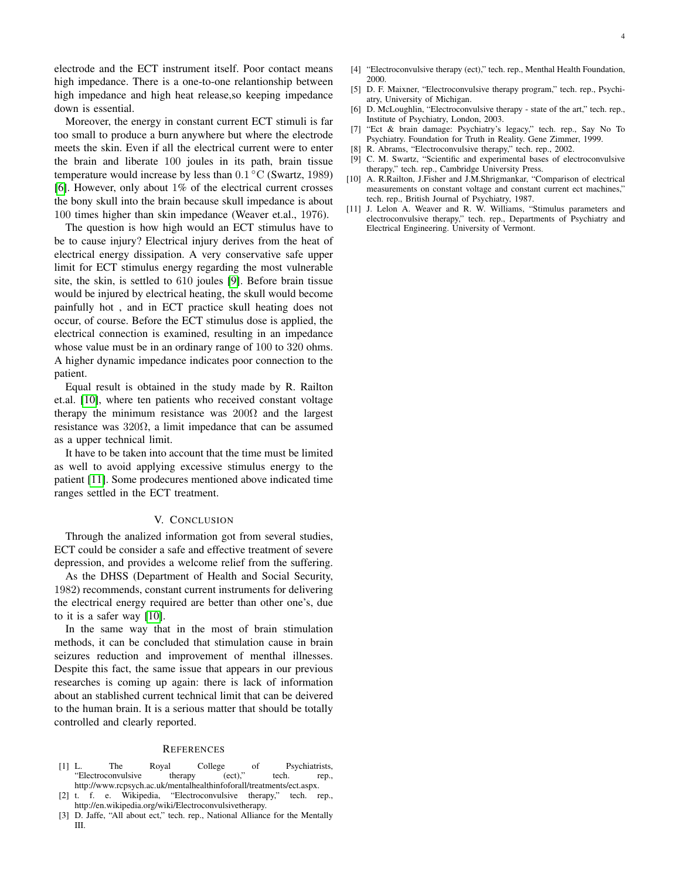electrode and the ECT instrument itself. Poor contact means high impedance. There is a one-to-one relantionship between high impedance and high heat release,so keeping impedance down is essential.

Moreover, the energy in constant current ECT stimuli is far too small to produce a burn anywhere but where the electrode meets the skin. Even if all the electrical current were to enter the brain and liberate 100 joules in its path, brain tissue temperature would increase by less than $0.1\,^{\circ}\mathrm{C}$ (Swartz, 1989) [6]. However, only about 1% of the electrical current crosses the bony skull into the brain because skull impedance is about 100 times higher than skin impedance (Weaver et.al., 1976).

The question is how high would an ECT stimulus have to be to cause injury? Electrical injury derives from the heat of electrical energy dissipation. A very conservative safe upper limit for ECT stimulus energy regarding the most vulnerable site, the skin, is settled to 610 joules [9]. Before brain tissue would be injured by electrical heating, the skull would become painfully hot , and in ECT practice skull heating does not occur, of course. Before the ECT stimulus dose is applied, the electrical connection is examined, resulting in an impedance whose value must be in an ordinary range of 100 to 320 ohms. A higher dynamic impedance indicates poor connection to the patient.

Equal result is obtained in the study made by R. Railton et.al. [10], where ten patients who received constant voltage therapy the minimum resistance was $200\Omega$ and the largest resistance was $320\Omega$, a limit impedance that can be assumed as a upper technical limit.

It have to be taken into account that the time must be limited as well to avoid applying excessive stimulus energy to the patient [11]. Some prodecures mentioned above indicated time ranges settled in the ECT treatment.

## V. Conclusion

Through the analized information got from several studies, ECT could be consider a safe and effective treatment of severe depression, and provides a welcome relief from the suffering.

As the DHSS (Department of Health and Social Security, 1982) recommends, constant current instruments for delivering the electrical energy required are better than other one's, due to it is a safer way [10].

In the same way that in the most of brain stimulation methods, it can be concluded that stimulation cause in brain seizures reduction and improvement of menthal illnesses. Despite this fact, the same issue that appears in our previous researches is coming up again: there is lack of information about an stablished current technical limit that can be deivered to the human brain. It is a serious matter that should be totally controlled and clearly reported.

## References

[1] L. The Royal College of Psychiatrists, "Electroconvulsive therapy (ect)," tech. rep., http://www.rcpsych.ac.uk/mentalhealthinfoforall/treatments/ect.aspx.

[2] t. f. e. Wikipedia, "Electroconvulsive therapy," tech. rep., http://en.wikipedia.org/wiki/Electroconvulsivetherapy.

[3] D. Jaffe, "All about ect," tech. rep., National Alliance for the Mentally Ill.

[4] "Electroconvulsive therapy (ect)," tech. rep., Menthal Health Foundation, 2000.

[5] D. F. Maixner, "Electroconvulsive therapy program," tech. rep., Psychiatry, University of Michigan.

[6] D. McLoughlin, "Electroconvulsive therapy - state of the art," tech. rep., Institute of Psychiatry, London, 2003.

[7] "Ect & brain damage: Psychiatry's legacy," tech. rep., Say No To Psychiatry. Foundation for Truth in Reality. Gene Zimmer, 1999.

[8] R. Abrams, "Electroconvulsive therapy," tech. rep., 2002.

[9] C. M. Swartz, "Scientific and experimental bases of electroconvulsive therapy," tech. rep., Cambridge University Press.

[10] A. R.Railton, J.Fisher and J.M.Shrigmankar, "Comparison of electrical measurements on constant voltage and constant current ect machines," tech. rep., British Journal of Psychiatry, 1987.

[11] J. Lelon A. Weaver and R. W. Williams, "Stimulus parameters and electroconvulsive therapy," tech. rep., Departments of Psychiatry and Electrical Engineering. University of Vermont.